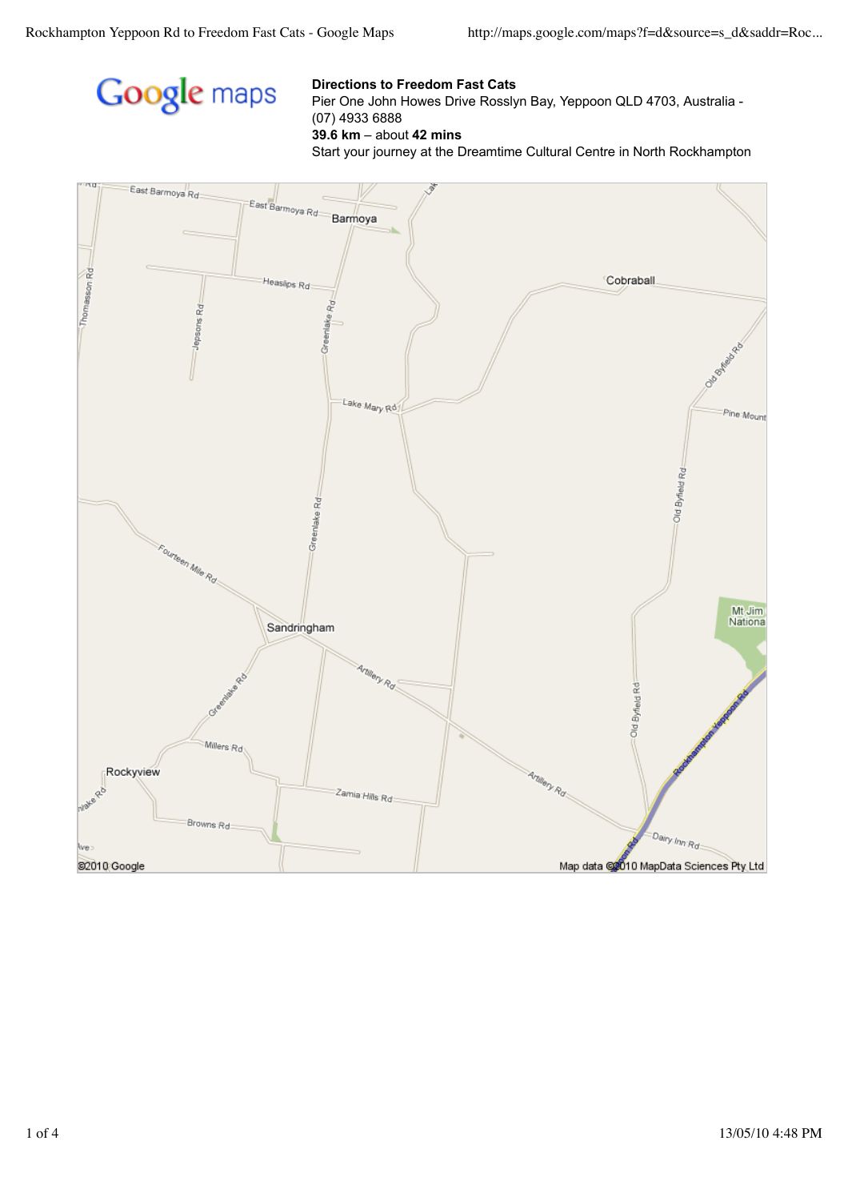**Directions to Freedom Fast Cats**
Pier One John Howes Drive Rosslyn Bay, Yeppoon QLD 4703, Australia - (07) 4933 6888
**39.6 km** – about **42 mins**
Start your journey at the Dreamtime Cultural Centre in North Rockhampton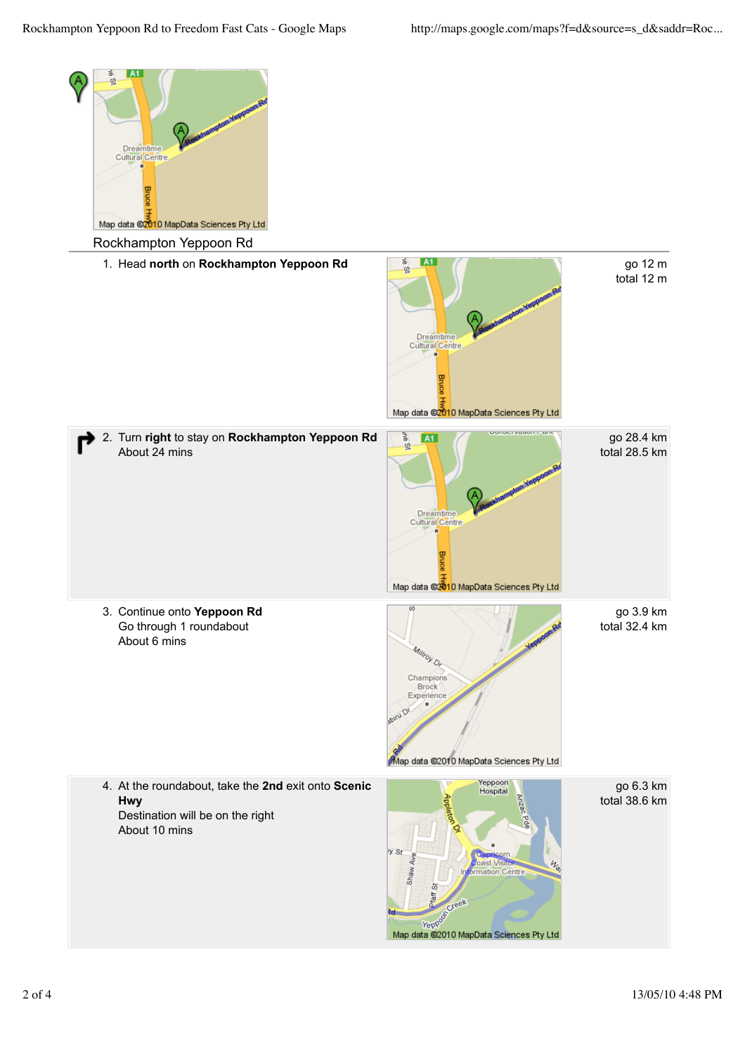Rockhampton Yeppoon Rd

| | Directions | Distance |
|---|---|---|
| 1. | Head **north** on **Rockhampton Yeppoon Rd** | go 12 m<br>total 12 m |
| 2. | Turn **right** to stay on **Rockhampton Yeppoon Rd**<br>About 24 mins | go 28.4 km<br>total 28.5 km |
| 3. | Continue onto **Yeppoon Rd**<br>Go through 1 roundabout<br>About 6 mins | go 3.9 km<br>total 32.4 km |
| 4. | At the roundabout, take the **2nd** exit onto **Scenic Hwy**<br>Destination will be on the right<br>About 10 mins | go 6.3 km<br>total 38.6 km |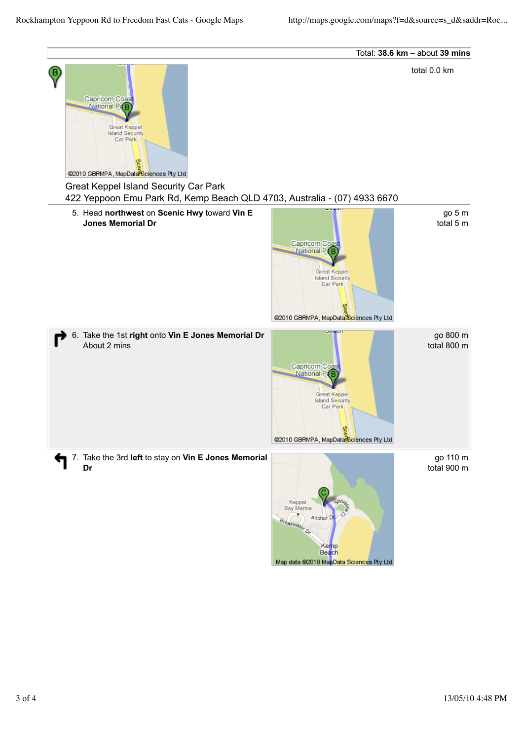Total: **38.6 km** – about **39 mins**

total 0.0 km

Great Keppel Island Security Car Park
422 Yeppoon Emu Park Rd, Kemp Beach QLD 4703, Australia - (07) 4933 6670

| Step | Directions | Distance |
| --- | --- | --- |
| 5. | Head **northwest** on **Scenic Hwy** toward **Vin E Jones Memorial Dr** | go 5 m<br>total 5 m |
| 6. | Take the 1st **right** onto **Vin E Jones Memorial Dr**<br>About 2 mins | go 800 m<br>total 800 m |
| 7. | Take the 3rd **left** to stay on **Vin E Jones Memorial Dr** | go 110 m<br>total 900 m |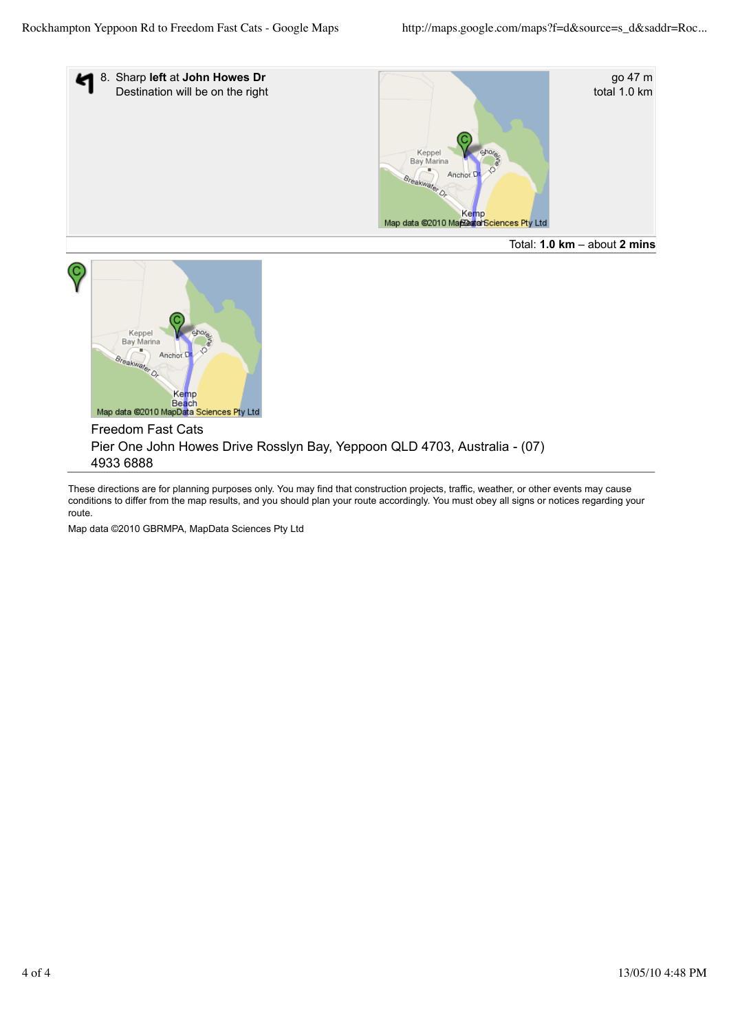8. Sharp **left** at **John Howes Dr**
Destination will be on the right

go 47 m
total 1.0 km

Total: **1.0 km** – about **2 mins**

Freedom Fast Cats
Pier One John Howes Drive Rosslyn Bay, Yeppoon QLD 4703, Australia - (07) 4933 6888

These directions are for planning purposes only. You may find that construction projects, traffic, weather, or other events may cause conditions to differ from the map results, and you should plan your route accordingly. You must obey all signs or notices regarding your route.

Map data ©2010 GBRMPA, MapData Sciences Pty Ltd